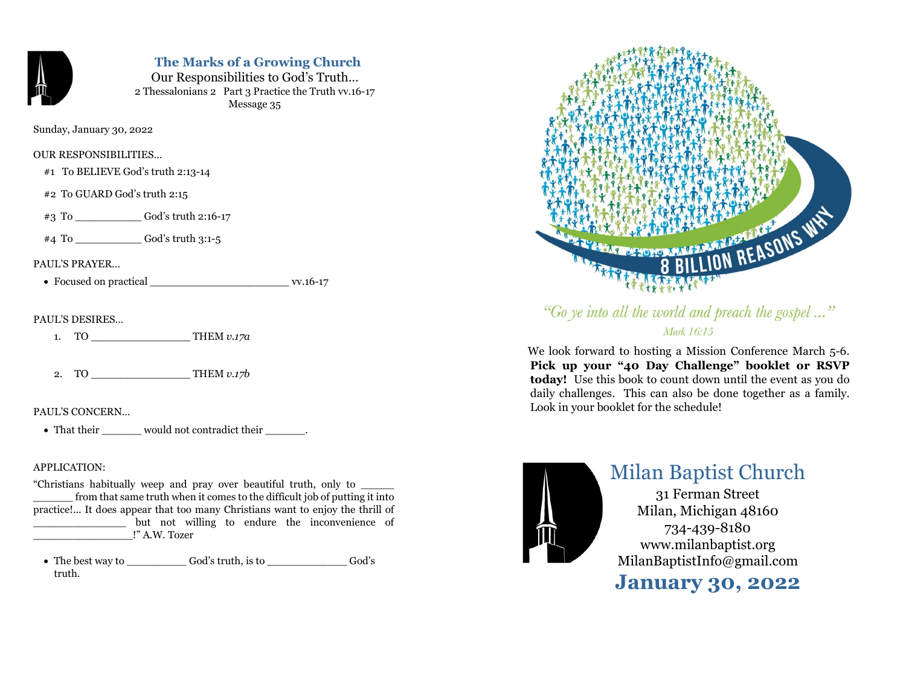## The Marks of a Growing Church

Our Responsibilities to God's Truth…

2 Thessalonians 2 Part 3 Practice the Truth vv.16-17

Message 35

Sunday, January 30, 2022

OUR RESPONSIBILITIES…

#1 To BELIEVE God's truth 2:13-14

#2 To GUARD God's truth 2:15

#3 To __________ God's truth 2:16-17

#4 To __________ God's truth 3:1-5

PAUL'S PRAYER…

- Focused on practical ______________________ vv.16-17

PAUL'S DESIRES…

1. TO _______________ THEM *v.17a*
2. TO _______________ THEM *v.17b*

PAUL'S CONCERN…

- That their ______ would not contradict their ______.

APPLICATION:

"Christians habitually weep and pray over beautiful truth, only to _____ ______ from that same truth when it comes to the difficult job of putting it into practice!… It does appear that too many Christians want to enjoy the thrill of _______________ but not willing to endure the inconvenience of ________________!" A.W. Tozer

- The best way to _________ God's truth, is to _____________ God's truth.

8 BILLION REASONS WHY

*"Go ye into all the world and preach the gospel …"*

*Mark 16:15*

We look forward to hosting a Mission Conference March 5-6. **Pick up your "40 Day Challenge" booklet or RSVP today!** Use this book to count down until the event as you do daily challenges. This can also be done together as a family. Look in your booklet for the schedule!

# Milan Baptist Church

31 Ferman Street

Milan, Michigan 48160

734-439-8180

www.milanbaptist.org

MilanBaptistInfo@gmail.com

## January 30, 2022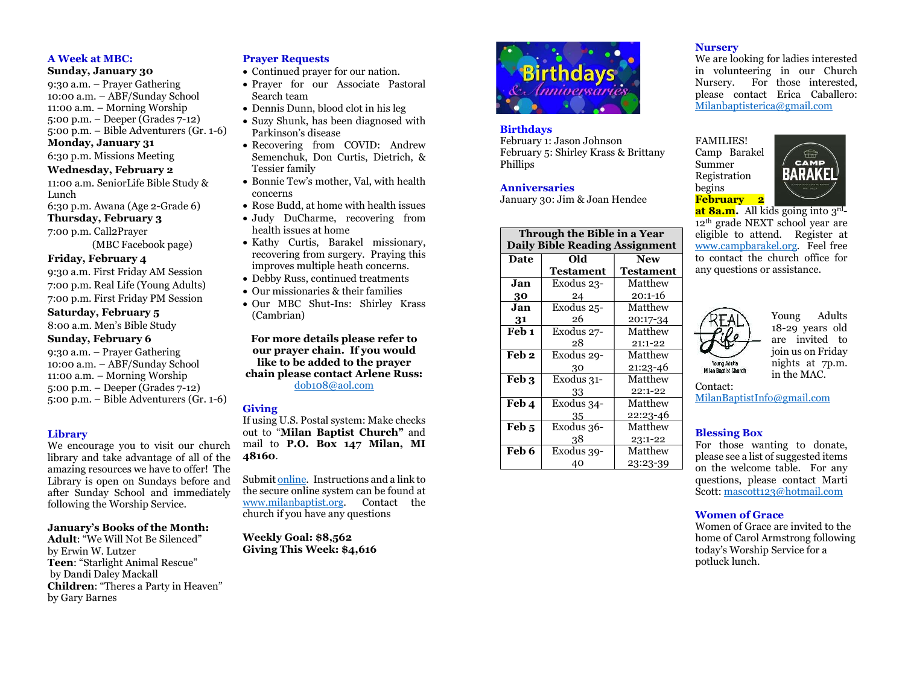## A Week at MBC:

**Sunday, January 30**

9:30 a.m. – Prayer Gathering
10:00 a.m. – ABF/Sunday School
11:00 a.m. – Morning Worship
5:00 p.m. – Deeper (Grades 7-12)
5:00 p.m. – Bible Adventurers (Gr. 1-6)

**Monday, January 31**

6:30 p.m. Missions Meeting

**Wednesday, February 2**

11:00 a.m. SeniorLife Bible Study & Lunch
6:30 p.m. Awana (Age 2-Grade 6)

**Thursday, February 3**

7:00 p.m. Call2Prayer
(MBC Facebook page)

**Friday, February 4**

9:30 a.m. First Friday AM Session
7:00 p.m. Real Life (Young Adults)
7:00 p.m. First Friday PM Session

**Saturday, February 5**

8:00 a.m. Men's Bible Study

**Sunday, February 6**

9:30 a.m. – Prayer Gathering
10:00 a.m. – ABF/Sunday School
11:00 a.m. – Morning Worship
5:00 p.m. – Deeper (Grades 7-12)
5:00 p.m. – Bible Adventurers (Gr. 1-6)

## Library

We encourage you to visit our church library and take advantage of all of the amazing resources we have to offer! The Library is open on Sundays before and after Sunday School and immediately following the Worship Service.

**January's Books of the Month:**
**Adult**: "We Will Not Be Silenced" by Erwin W. Lutzer
**Teen**: "Starlight Animal Rescue" by Dandi Daley Mackall
**Children**: "Theres a Party in Heaven" by Gary Barnes

## Prayer Requests

- Continued prayer for our nation.
- Prayer for our Associate Pastoral Search team
- Dennis Dunn, blood clot in his leg
- Suzy Shunk, has been diagnosed with Parkinson's disease
- Recovering from COVID: Andrew Semenchuk, Don Curtis, Dietrich, & Tessier family
- Bonnie Tew's mother, Val, with health concerns
- Rose Budd, at home with health issues
- Judy DuCharme, recovering from health issues at home
- Kathy Curtis, Barakel missionary, recovering from surgery. Praying this improves multiple heath concerns.
- Debby Russ, continued treatments
- Our missionaries & their families
- Our MBC Shut-Ins: Shirley Krass (Cambrian)

**For more details please refer to our prayer chain. If you would like to be added to the prayer chain please contact Arlene Russ:** dob108@aol.com

## Giving

If using U.S. Postal system: Make checks out to "**Milan Baptist Church"** and mail to **P.O. Box 147 Milan, MI 48160**.

Submit online. Instructions and a link to the secure online system can be found at www.milanbaptist.org. Contact the church if you have any questions

**Weekly Goal: $8,562**
**Giving This Week: $4,616**

Birthdays & Anniversaries

## Birthdays

February 1: Jason Johnson
February 5: Shirley Krass & Brittany Phillips

## Anniversaries

January 30: Jim & Joan Hendee

**Through the Bible in a Year Daily Bible Reading Assignment**

| Date | Old Testament | New Testament |
|---|---|---|
| Jan 30 | Exodus 23-24 | Matthew 20:1-16 |
| Jan 31 | Exodus 25-26 | Matthew 20:17-34 |
| Feb 1 | Exodus 27-28 | Matthew 21:1-22 |
| Feb 2 | Exodus 29-30 | Matthew 21:23-46 |
| Feb 3 | Exodus 31-33 | Matthew 22:1-22 |
| Feb 4 | Exodus 34-35 | Matthew 22:23-46 |
| Feb 5 | Exodus 36-38 | Matthew 23:1-22 |
| Feb 6 | Exodus 39-40 | Matthew 23:23-39 |

## Nursery

We are looking for ladies interested in volunteering in our Church Nursery. For those interested, please contact Erica Caballero: Milanbaptisterica@gmail.com

FAMILIES! Camp Barakel Summer Registration begins **February 2 at 8a.m.** All kids going into 3rd-12th grade NEXT school year are eligible to attend. Register at www.campbarakel.org. Feel free to contact the church office for any questions or assistance.

Young Adults 18-29 years old are invited to join us on Friday nights at 7p.m. in the MAC.
Contact: MilanBaptistInfo@gmail.com

## Blessing Box

For those wanting to donate, please see a list of suggested items on the welcome table. For any questions, please contact Marti Scott: mascott123@hotmail.com

## Women of Grace

Women of Grace are invited to the home of Carol Armstrong following today's Worship Service for a potluck lunch.